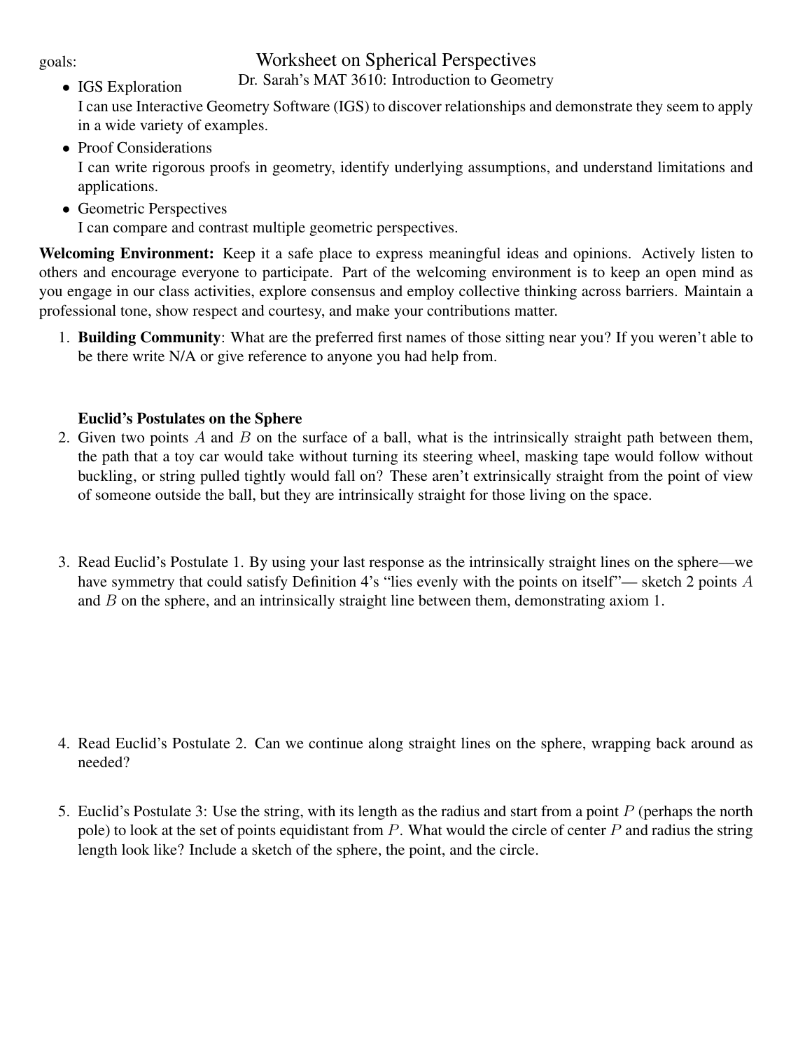# Worksheet on Spherical Perspectives

Dr. Sarah's MAT 3610: Introduction to Geometry

goals:

- IGS Exploration
  I can use Interactive Geometry Software (IGS) to discover relationships and demonstrate they seem to apply in a wide variety of examples.
- Proof Considerations
  I can write rigorous proofs in geometry, identify underlying assumptions, and understand limitations and applications.
- Geometric Perspectives
  I can compare and contrast multiple geometric perspectives.

**Welcoming Environment:** Keep it a safe place to express meaningful ideas and opinions. Actively listen to others and encourage everyone to participate. Part of the welcoming environment is to keep an open mind as you engage in our class activities, explore consensus and employ collective thinking across barriers. Maintain a professional tone, show respect and courtesy, and make your contributions matter.

1. **Building Community**: What are the preferred first names of those sitting near you? If you weren't able to be there write N/A or give reference to anyone you had help from.

   **Euclid's Postulates on the Sphere**

2. Given two points $A$ and $B$ on the surface of a ball, what is the intrinsically straight path between them, the path that a toy car would take without turning its steering wheel, masking tape would follow without buckling, or string pulled tightly would fall on? These aren't extrinsically straight from the point of view of someone outside the ball, but they are intrinsically straight for those living on the space.

3. Read Euclid's Postulate 1. By using your last response as the intrinsically straight lines on the sphere—we have symmetry that could satisfy Definition 4's "lies evenly with the points on itself"— sketch 2 points $A$ and $B$ on the sphere, and an intrinsically straight line between them, demonstrating axiom 1.

4. Read Euclid's Postulate 2. Can we continue along straight lines on the sphere, wrapping back around as needed?

5. Euclid's Postulate 3: Use the string, with its length as the radius and start from a point $P$ (perhaps the north pole) to look at the set of points equidistant from $P$. What would the circle of center $P$ and radius the string length look like? Include a sketch of the sphere, the point, and the circle.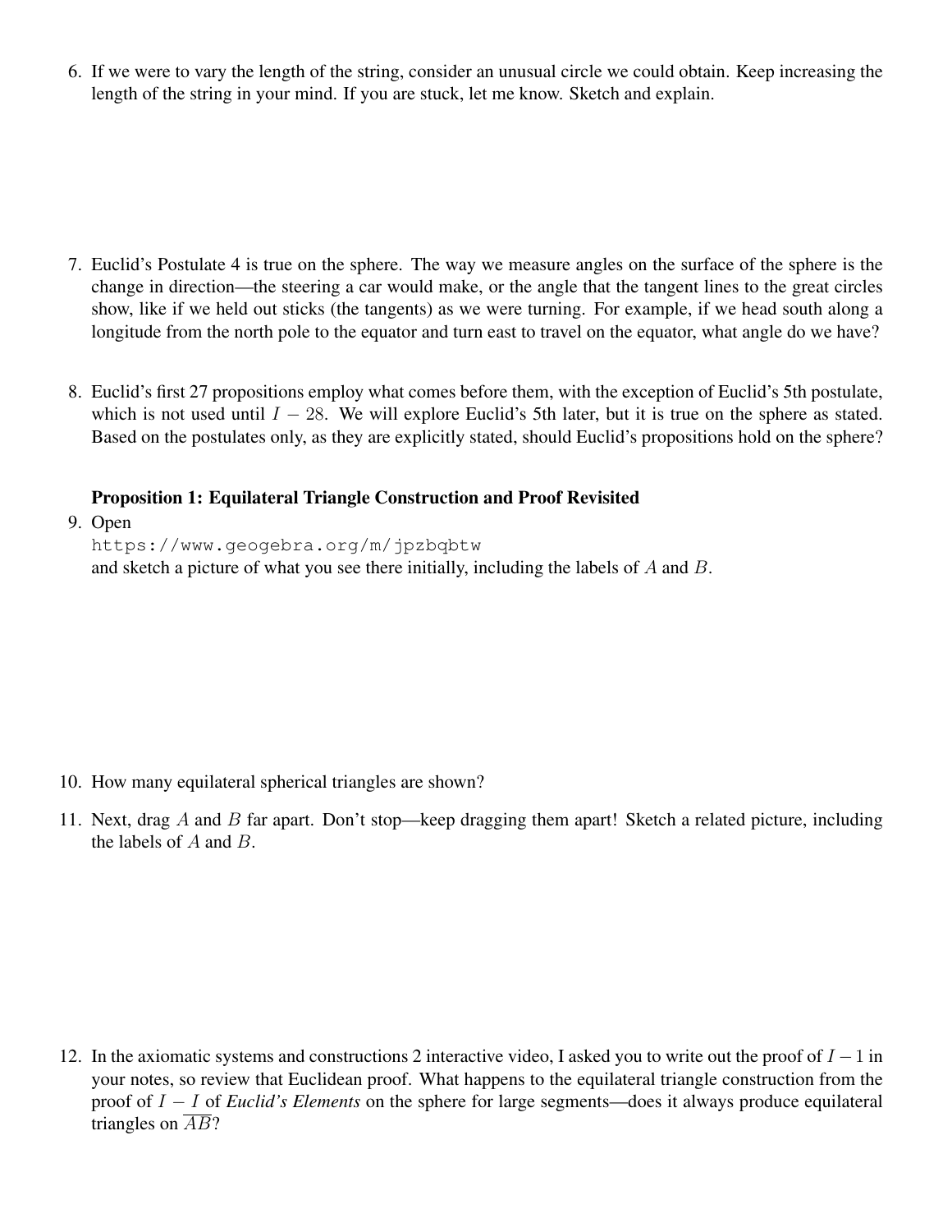6. If we were to vary the length of the string, consider an unusual circle we could obtain. Keep increasing the length of the string in your mind. If you are stuck, let me know. Sketch and explain.

7. Euclid's Postulate 4 is true on the sphere. The way we measure angles on the surface of the sphere is the change in direction—the steering a car would make, or the angle that the tangent lines to the great circles show, like if we held out sticks (the tangents) as we were turning. For example, if we head south along a longitude from the north pole to the equator and turn east to travel on the equator, what angle do we have?

8. Euclid's first 27 propositions employ what comes before them, with the exception of Euclid's 5th postulate, which is not used until $I-28$. We will explore Euclid's 5th later, but it is true on the sphere as stated. Based on the postulates only, as they are explicitly stated, should Euclid's propositions hold on the sphere?

**Proposition 1: Equilateral Triangle Construction and Proof Revisited**

9. Open
   `https://www.geogebra.org/m/jpzbqbtw`
   and sketch a picture of what you see there initially, including the labels of $A$ and $B$.

10. How many equilateral spherical triangles are shown?

11. Next, drag $A$ and $B$ far apart. Don't stop—keep dragging them apart! Sketch a related picture, including the labels of $A$ and $B$.

12. In the axiomatic systems and constructions 2 interactive video, I asked you to write out the proof of $I-1$ in your notes, so review that Euclidean proof. What happens to the equilateral triangle construction from the proof of $I-I$ of *Euclid's Elements* on the sphere for large segments—does it always produce equilateral triangles on $\overline{AB}$?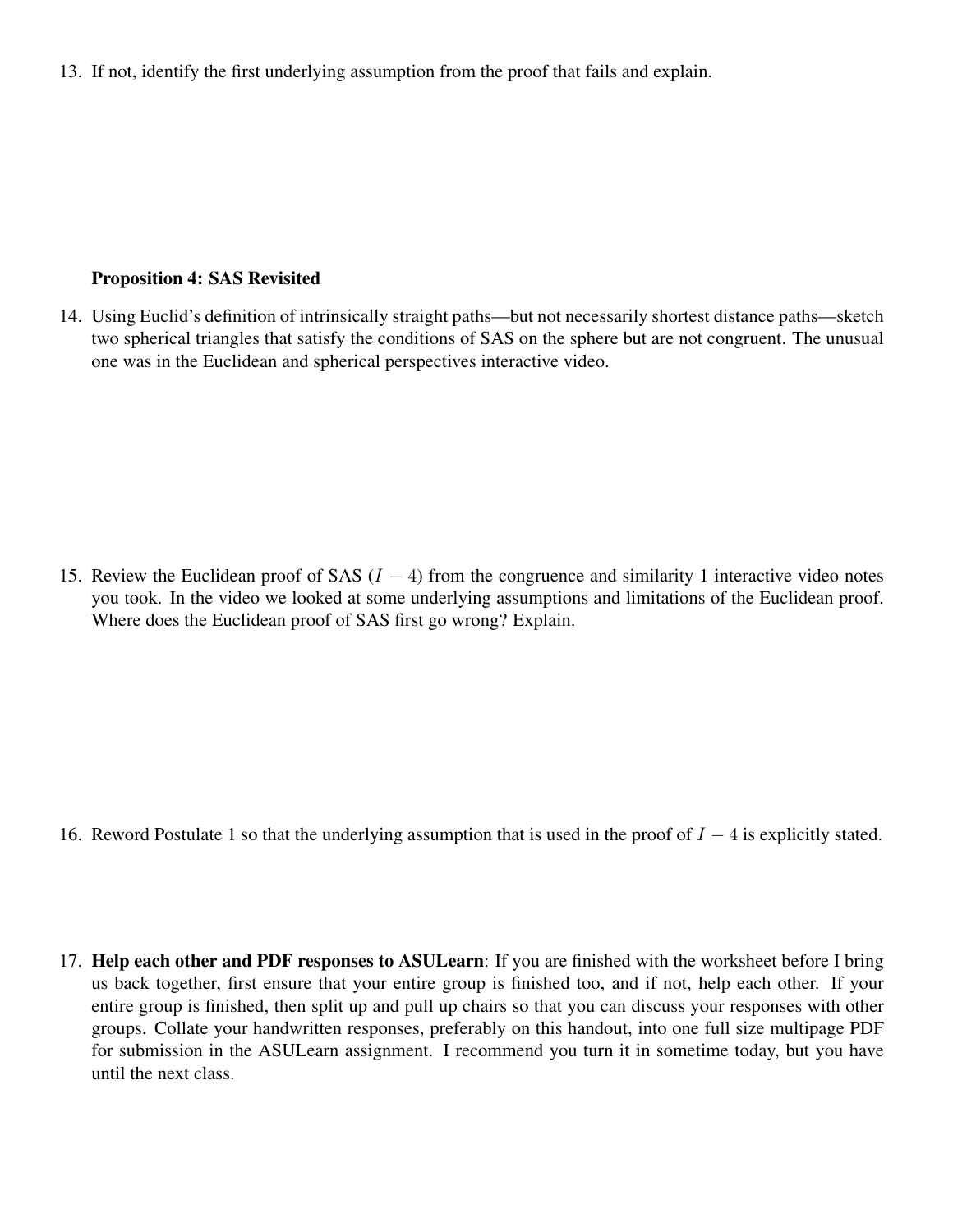13. If not, identify the first underlying assumption from the proof that fails and explain.

**Proposition 4: SAS Revisited**

14. Using Euclid's definition of intrinsically straight paths—but not necessarily shortest distance paths—sketch two spherical triangles that satisfy the conditions of SAS on the sphere but are not congruent. The unusual one was in the Euclidean and spherical perspectives interactive video.

15. Review the Euclidean proof of SAS ($I - 4$) from the congruence and similarity 1 interactive video notes you took. In the video we looked at some underlying assumptions and limitations of the Euclidean proof. Where does the Euclidean proof of SAS first go wrong? Explain.

16. Reword Postulate 1 so that the underlying assumption that is used in the proof of $I - 4$ is explicitly stated.

17. **Help each other and PDF responses to ASULearn**: If you are finished with the worksheet before I bring us back together, first ensure that your entire group is finished too, and if not, help each other. If your entire group is finished, then split up and pull up chairs so that you can discuss your responses with other groups. Collate your handwritten responses, preferably on this handout, into one full size multipage PDF for submission in the ASULearn assignment. I recommend you turn it in sometime today, but you have until the next class.